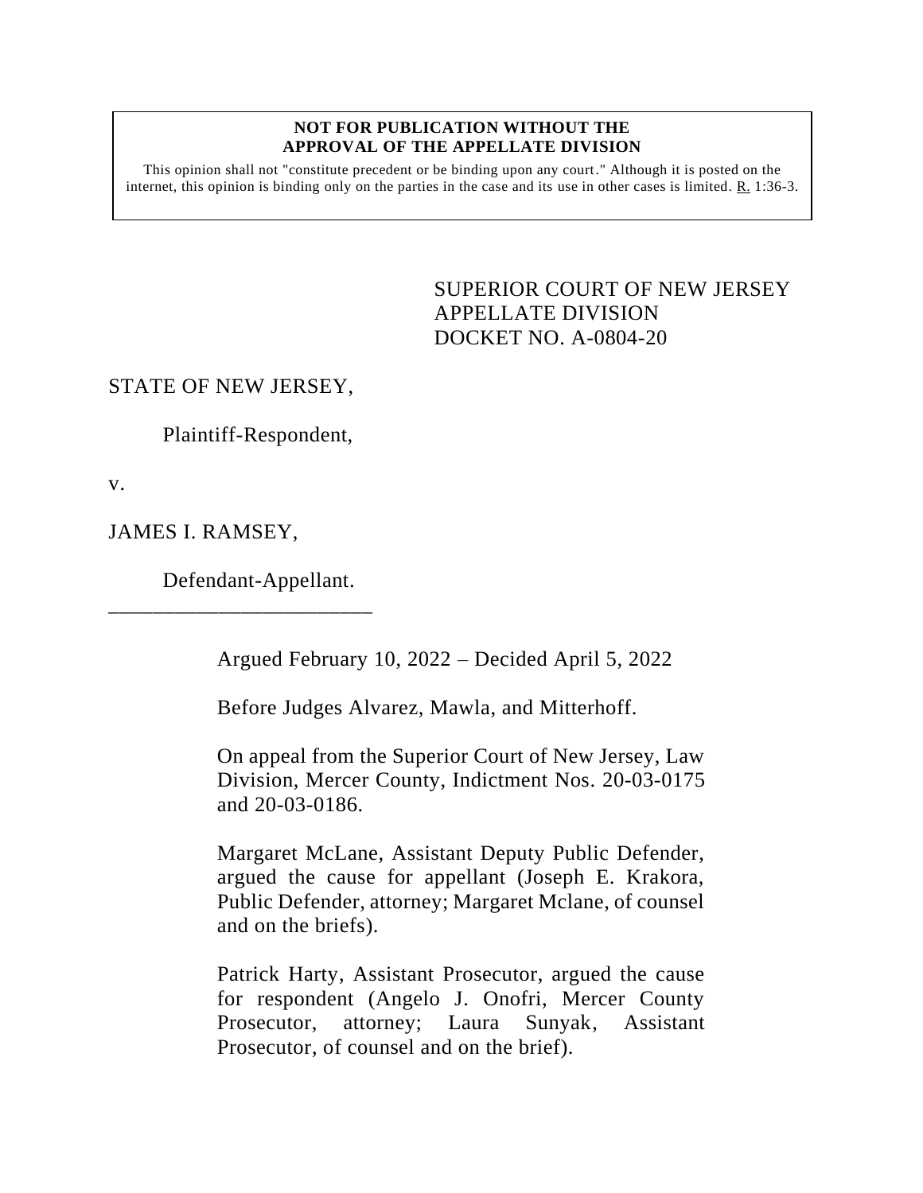**NOT FOR PUBLICATION WITHOUT THE APPROVAL OF THE APPELLATE DIVISION**

This opinion shall not "constitute precedent or be binding upon any court." Although it is posted on the internet, this opinion is binding only on the parties in the case and its use in other cases is limited. R. 1:36-3.

SUPERIOR COURT OF NEW JERSEY
APPELLATE DIVISION
DOCKET NO. A-0804-20

STATE OF NEW JERSEY,

Plaintiff-Respondent,

v.

JAMES I. RAMSEY,

Defendant-Appellant.

\_\_\_\_\_\_\_\_\_\_\_\_\_\_\_\_\_\_\_\_\_\_\_\_\_

Argued February 10, 2022 – Decided April 5, 2022

Before Judges Alvarez, Mawla, and Mitterhoff.

On appeal from the Superior Court of New Jersey, Law Division, Mercer County, Indictment Nos. 20-03-0175 and 20-03-0186.

Margaret McLane, Assistant Deputy Public Defender, argued the cause for appellant (Joseph E. Krakora, Public Defender, attorney; Margaret Mclane, of counsel and on the briefs).

Patrick Harty, Assistant Prosecutor, argued the cause for respondent (Angelo J. Onofri, Mercer County Prosecutor, attorney; Laura Sunyak, Assistant Prosecutor, of counsel and on the brief).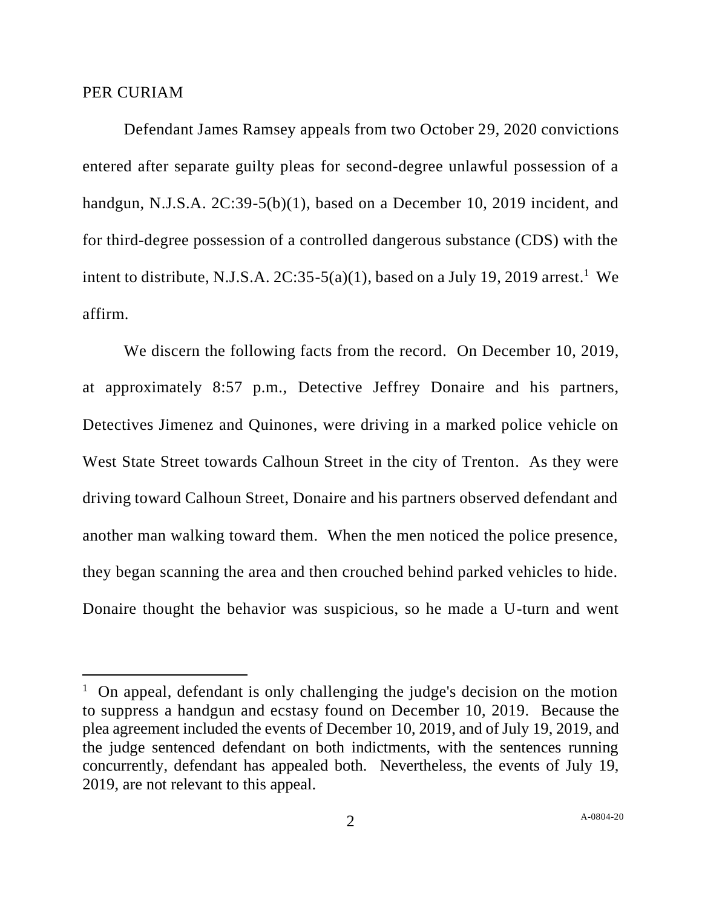PER CURIAM

Defendant James Ramsey appeals from two October 29, 2020 convictions entered after separate guilty pleas for second-degree unlawful possession of a handgun, N.J.S.A. 2C:39-5(b)(1), based on a December 10, 2019 incident, and for third-degree possession of a controlled dangerous substance (CDS) with the intent to distribute, N.J.S.A. 2C:35-5(a)(1), based on a July 19, 2019 arrest.[1] We affirm.

We discern the following facts from the record. On December 10, 2019, at approximately 8:57 p.m., Detective Jeffrey Donaire and his partners, Detectives Jimenez and Quinones, were driving in a marked police vehicle on West State Street towards Calhoun Street in the city of Trenton. As they were driving toward Calhoun Street, Donaire and his partners observed defendant and another man walking toward them. When the men noticed the police presence, they began scanning the area and then crouched behind parked vehicles to hide. Donaire thought the behavior was suspicious, so he made a U-turn and went

[1] On appeal, defendant is only challenging the judge's decision on the motion to suppress a handgun and ecstasy found on December 10, 2019. Because the plea agreement included the events of December 10, 2019, and of July 19, 2019, and the judge sentenced defendant on both indictments, with the sentences running concurrently, defendant has appealed both. Nevertheless, the events of July 19, 2019, are not relevant to this appeal.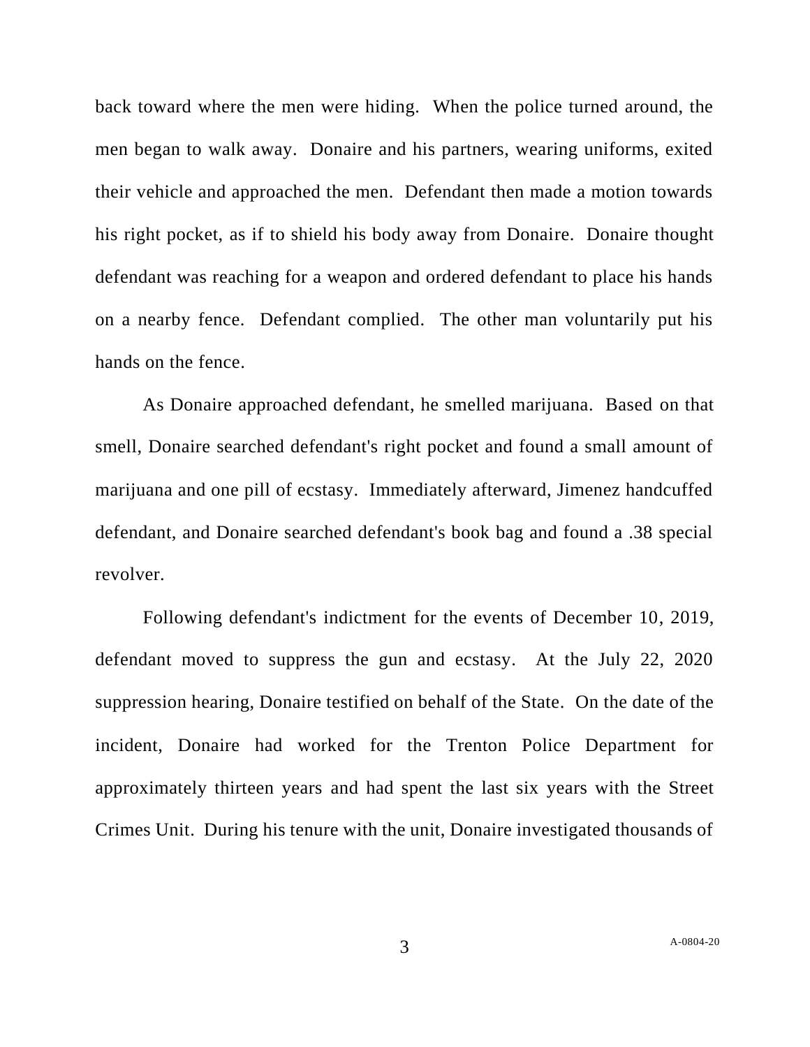back toward where the men were hiding. When the police turned around, the men began to walk away. Donaire and his partners, wearing uniforms, exited their vehicle and approached the men. Defendant then made a motion towards his right pocket, as if to shield his body away from Donaire. Donaire thought defendant was reaching for a weapon and ordered defendant to place his hands on a nearby fence. Defendant complied. The other man voluntarily put his hands on the fence.

As Donaire approached defendant, he smelled marijuana. Based on that smell, Donaire searched defendant's right pocket and found a small amount of marijuana and one pill of ecstasy. Immediately afterward, Jimenez handcuffed defendant, and Donaire searched defendant's book bag and found a .38 special revolver.

Following defendant's indictment for the events of December 10, 2019, defendant moved to suppress the gun and ecstasy. At the July 22, 2020 suppression hearing, Donaire testified on behalf of the State. On the date of the incident, Donaire had worked for the Trenton Police Department for approximately thirteen years and had spent the last six years with the Street Crimes Unit. During his tenure with the unit, Donaire investigated thousands of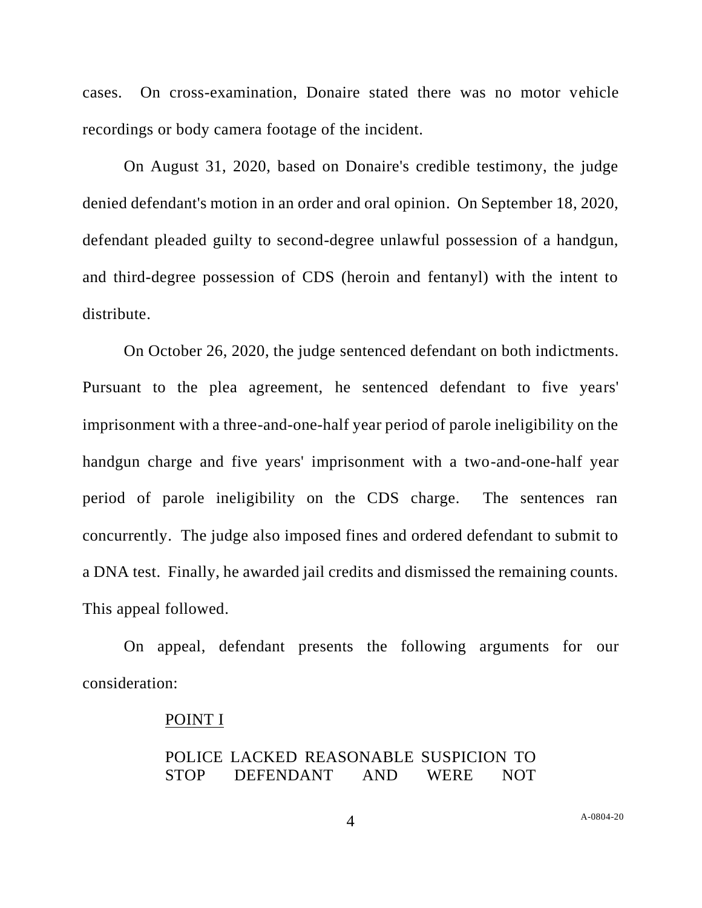cases. On cross-examination, Donaire stated there was no motor vehicle recordings or body camera footage of the incident.

On August 31, 2020, based on Donaire's credible testimony, the judge denied defendant's motion in an order and oral opinion. On September 18, 2020, defendant pleaded guilty to second-degree unlawful possession of a handgun, and third-degree possession of CDS (heroin and fentanyl) with the intent to distribute.

On October 26, 2020, the judge sentenced defendant on both indictments. Pursuant to the plea agreement, he sentenced defendant to five years' imprisonment with a three-and-one-half year period of parole ineligibility on the handgun charge and five years' imprisonment with a two-and-one-half year period of parole ineligibility on the CDS charge. The sentences ran concurrently. The judge also imposed fines and ordered defendant to submit to a DNA test. Finally, he awarded jail credits and dismissed the remaining counts. This appeal followed.

On appeal, defendant presents the following arguments for our consideration:

<u>POINT I</u>

POLICE LACKED REASONABLE SUSPICION TO STOP DEFENDANT AND WERE NOT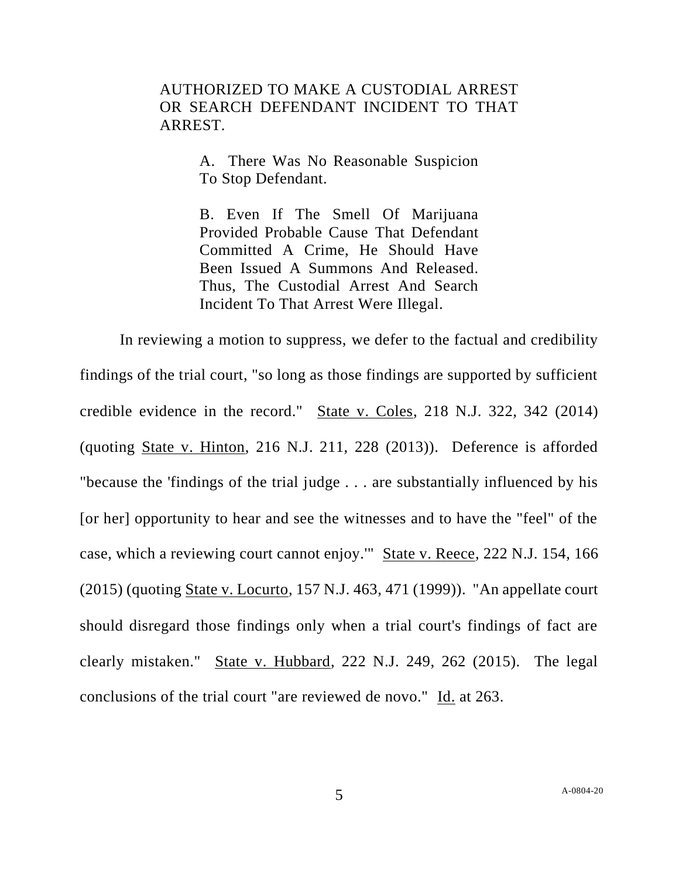AUTHORIZED TO MAKE A CUSTODIAL ARREST OR SEARCH DEFENDANT INCIDENT TO THAT ARREST.

> A. There Was No Reasonable Suspicion To Stop Defendant.
>
> B. Even If The Smell Of Marijuana Provided Probable Cause That Defendant Committed A Crime, He Should Have Been Issued A Summons And Released. Thus, The Custodial Arrest And Search Incident To That Arrest Were Illegal.

In reviewing a motion to suppress, we defer to the factual and credibility findings of the trial court, "so long as those findings are supported by sufficient credible evidence in the record." State v. Coles, 218 N.J. 322, 342 (2014) (quoting State v. Hinton, 216 N.J. 211, 228 (2013)). Deference is afforded "because the 'findings of the trial judge . . . are substantially influenced by his [or her] opportunity to hear and see the witnesses and to have the "feel" of the case, which a reviewing court cannot enjoy.'" State v. Reece, 222 N.J. 154, 166 (2015) (quoting State v. Locurto, 157 N.J. 463, 471 (1999)). "An appellate court should disregard those findings only when a trial court's findings of fact are clearly mistaken." State v. Hubbard, 222 N.J. 249, 262 (2015). The legal conclusions of the trial court "are reviewed de novo." Id. at 263.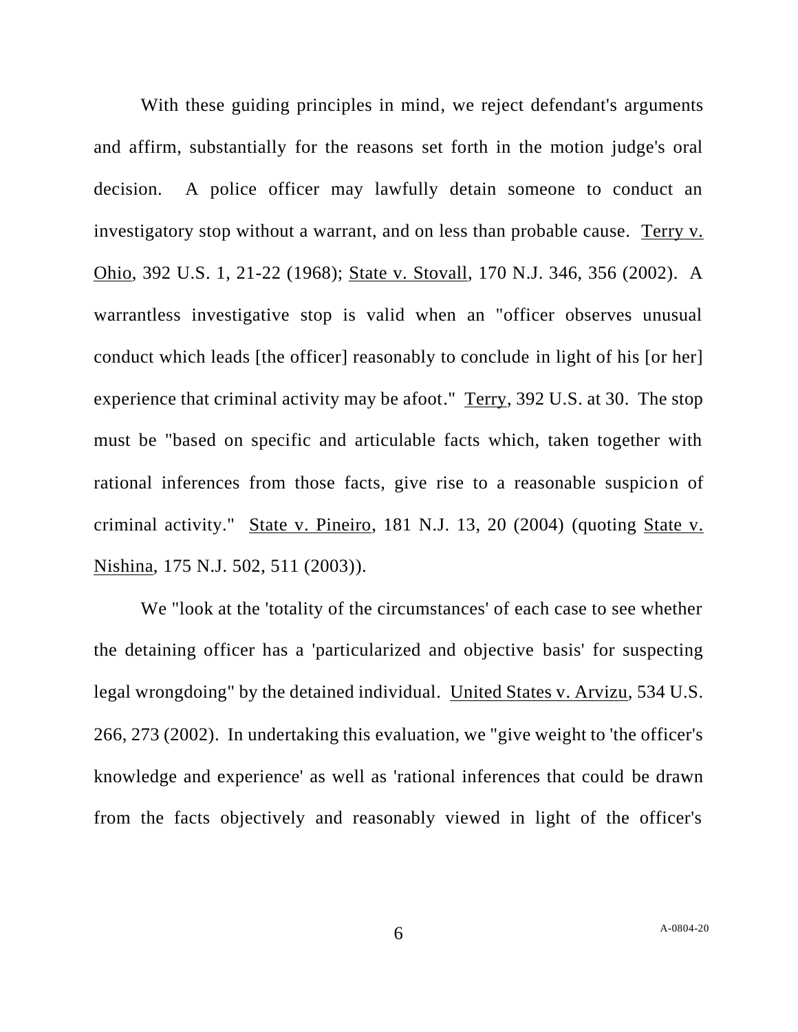With these guiding principles in mind, we reject defendant's arguments and affirm, substantially for the reasons set forth in the motion judge's oral decision. A police officer may lawfully detain someone to conduct an investigatory stop without a warrant, and on less than probable cause. Terry v. Ohio, 392 U.S. 1, 21-22 (1968); State v. Stovall, 170 N.J. 346, 356 (2002). A warrantless investigative stop is valid when an "officer observes unusual conduct which leads [the officer] reasonably to conclude in light of his [or her] experience that criminal activity may be afoot." Terry, 392 U.S. at 30. The stop must be "based on specific and articulable facts which, taken together with rational inferences from those facts, give rise to a reasonable suspicion of criminal activity." State v. Pineiro, 181 N.J. 13, 20 (2004) (quoting State v. Nishina, 175 N.J. 502, 511 (2003)).

We "look at the 'totality of the circumstances' of each case to see whether the detaining officer has a 'particularized and objective basis' for suspecting legal wrongdoing" by the detained individual. United States v. Arvizu, 534 U.S. 266, 273 (2002). In undertaking this evaluation, we "give weight to 'the officer's knowledge and experience' as well as 'rational inferences that could be drawn from the facts objectively and reasonably viewed in light of the officer's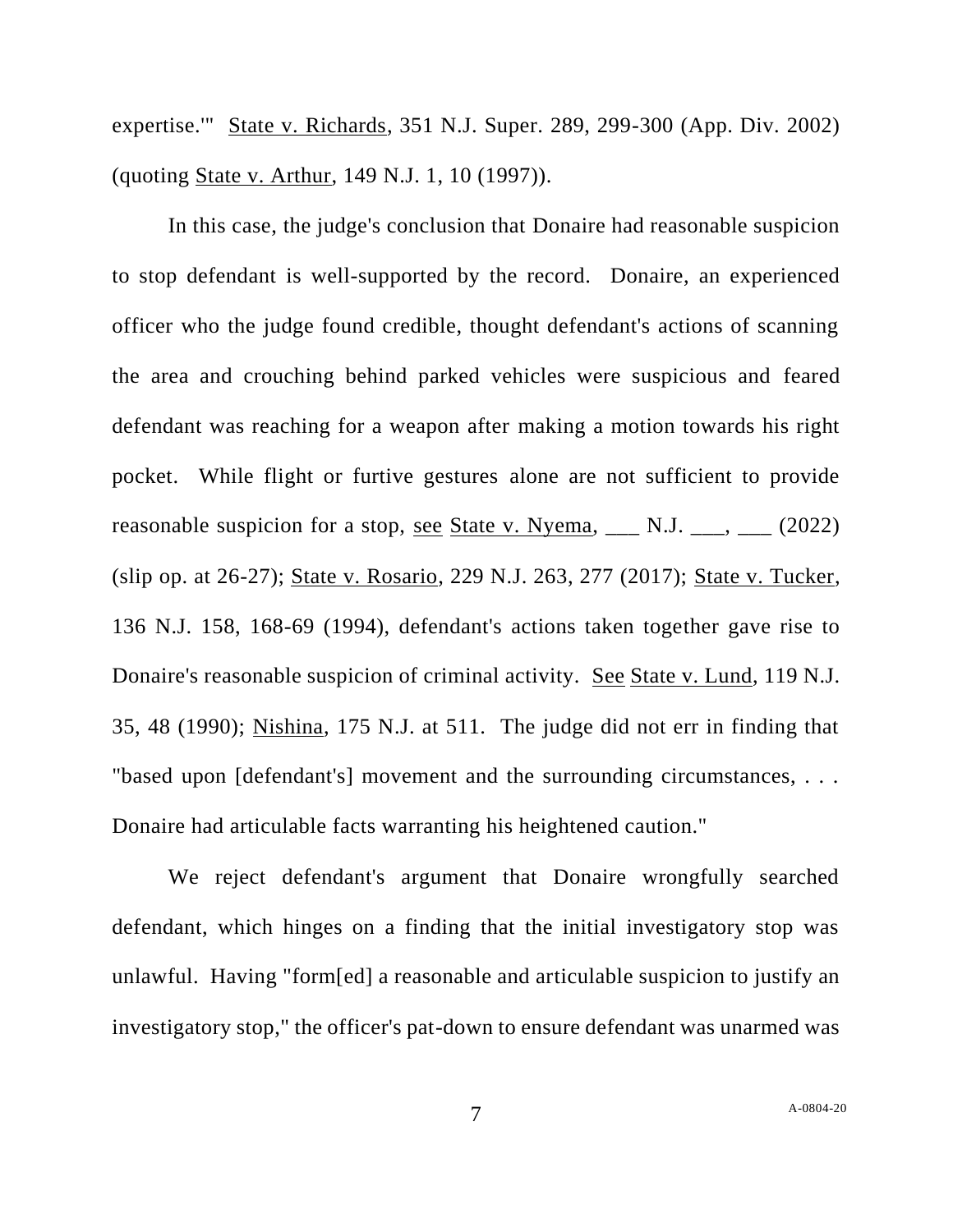expertise.'" State v. Richards, 351 N.J. Super. 289, 299-300 (App. Div. 2002) (quoting State v. Arthur, 149 N.J. 1, 10 (1997)).

In this case, the judge's conclusion that Donaire had reasonable suspicion to stop defendant is well-supported by the record. Donaire, an experienced officer who the judge found credible, thought defendant's actions of scanning the area and crouching behind parked vehicles were suspicious and feared defendant was reaching for a weapon after making a motion towards his right pocket. While flight or furtive gestures alone are not sufficient to provide reasonable suspicion for a stop, see State v. Nyema, ___ N.J. ___, ___ (2022) (slip op. at 26-27); State v. Rosario, 229 N.J. 263, 277 (2017); State v. Tucker, 136 N.J. 158, 168-69 (1994), defendant's actions taken together gave rise to Donaire's reasonable suspicion of criminal activity. See State v. Lund, 119 N.J. 35, 48 (1990); Nishina, 175 N.J. at 511. The judge did not err in finding that "based upon [defendant's] movement and the surrounding circumstances, . . . Donaire had articulable facts warranting his heightened caution."

We reject defendant's argument that Donaire wrongfully searched defendant, which hinges on a finding that the initial investigatory stop was unlawful. Having "form[ed] a reasonable and articulable suspicion to justify an investigatory stop," the officer's pat-down to ensure defendant was unarmed was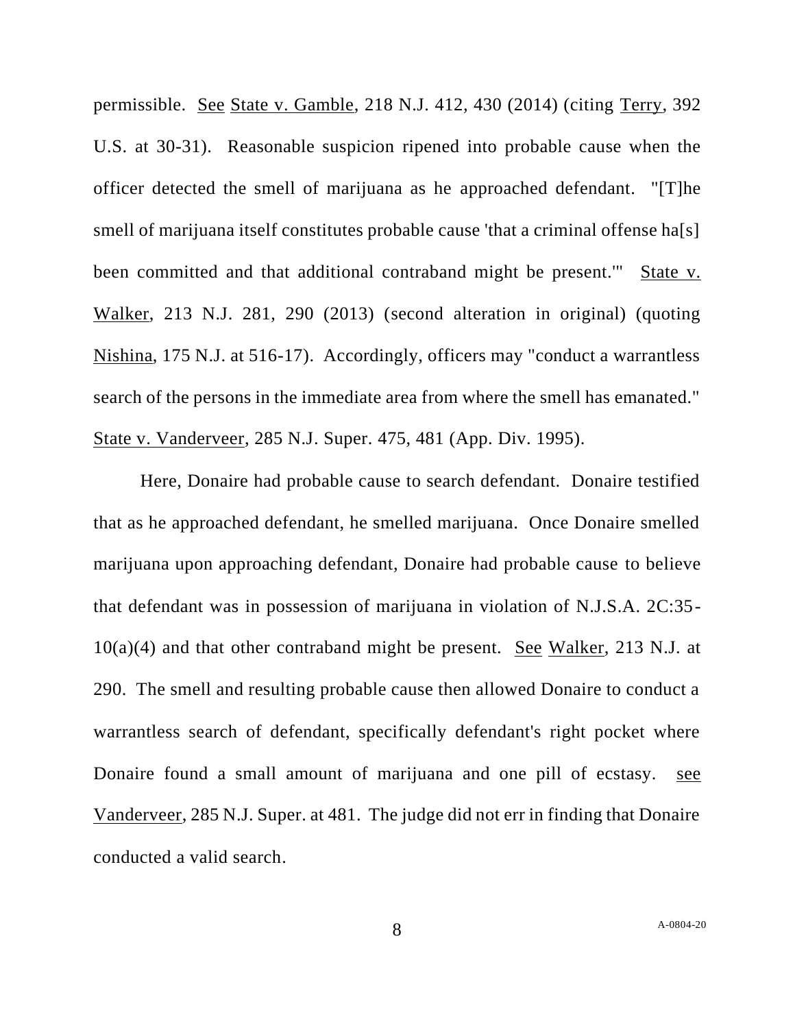permissible. See State v. Gamble, 218 N.J. 412, 430 (2014) (citing Terry, 392 U.S. at 30-31). Reasonable suspicion ripened into probable cause when the officer detected the smell of marijuana as he approached defendant. "[T]he smell of marijuana itself constitutes probable cause 'that a criminal offense ha[s] been committed and that additional contraband might be present.'" State v. Walker, 213 N.J. 281, 290 (2013) (second alteration in original) (quoting Nishina, 175 N.J. at 516-17). Accordingly, officers may "conduct a warrantless search of the persons in the immediate area from where the smell has emanated." State v. Vanderveer, 285 N.J. Super. 475, 481 (App. Div. 1995).

Here, Donaire had probable cause to search defendant. Donaire testified that as he approached defendant, he smelled marijuana. Once Donaire smelled marijuana upon approaching defendant, Donaire had probable cause to believe that defendant was in possession of marijuana in violation of N.J.S.A. 2C:35-10(a)(4) and that other contraband might be present. See Walker, 213 N.J. at 290. The smell and resulting probable cause then allowed Donaire to conduct a warrantless search of defendant, specifically defendant's right pocket where Donaire found a small amount of marijuana and one pill of ecstasy. see Vanderveer, 285 N.J. Super. at 481. The judge did not err in finding that Donaire conducted a valid search.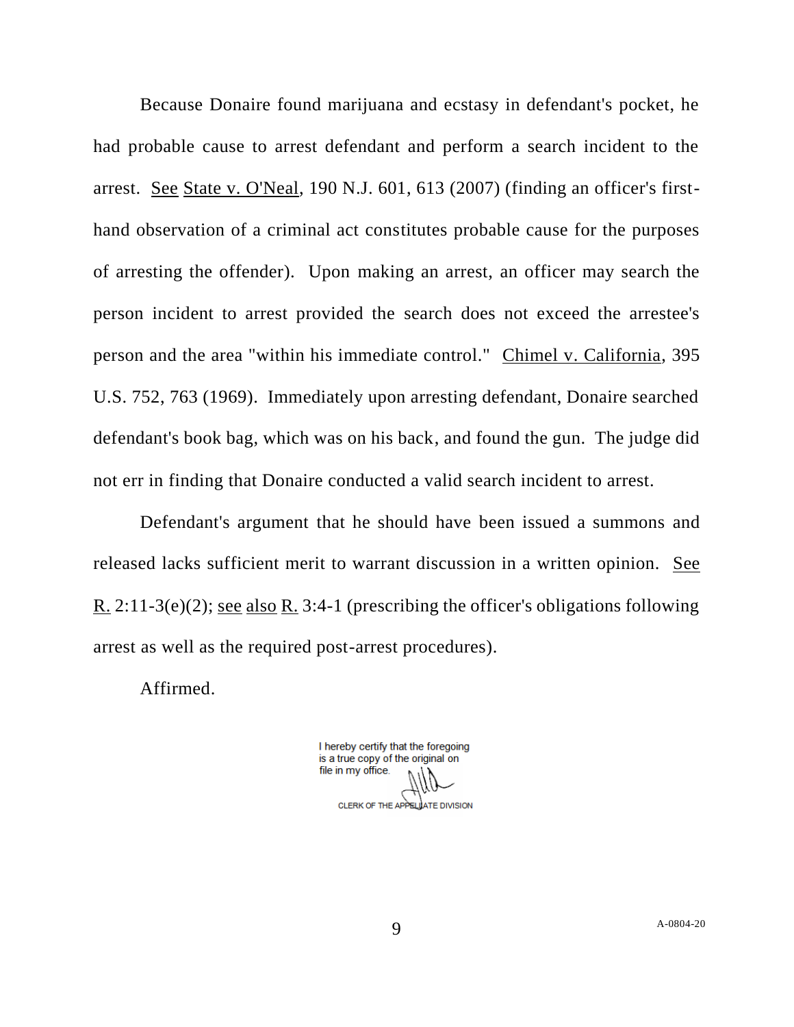Because Donaire found marijuana and ecstasy in defendant's pocket, he had probable cause to arrest defendant and perform a search incident to the arrest. See State v. O'Neal, 190 N.J. 601, 613 (2007) (finding an officer's first-hand observation of a criminal act constitutes probable cause for the purposes of arresting the offender). Upon making an arrest, an officer may search the person incident to arrest provided the search does not exceed the arrestee's person and the area "within his immediate control." Chimel v. California, 395 U.S. 752, 763 (1969). Immediately upon arresting defendant, Donaire searched defendant's book bag, which was on his back, and found the gun. The judge did not err in finding that Donaire conducted a valid search incident to arrest.

Defendant's argument that he should have been issued a summons and released lacks sufficient merit to warrant discussion in a written opinion. See R. 2:11-3(e)(2); see also R. 3:4-1 (prescribing the officer's obligations following arrest as well as the required post-arrest procedures).

Affirmed.

I hereby certify that the foregoing is a true copy of the original on file in my office.

CLERK OF THE APPELLATE DIVISION